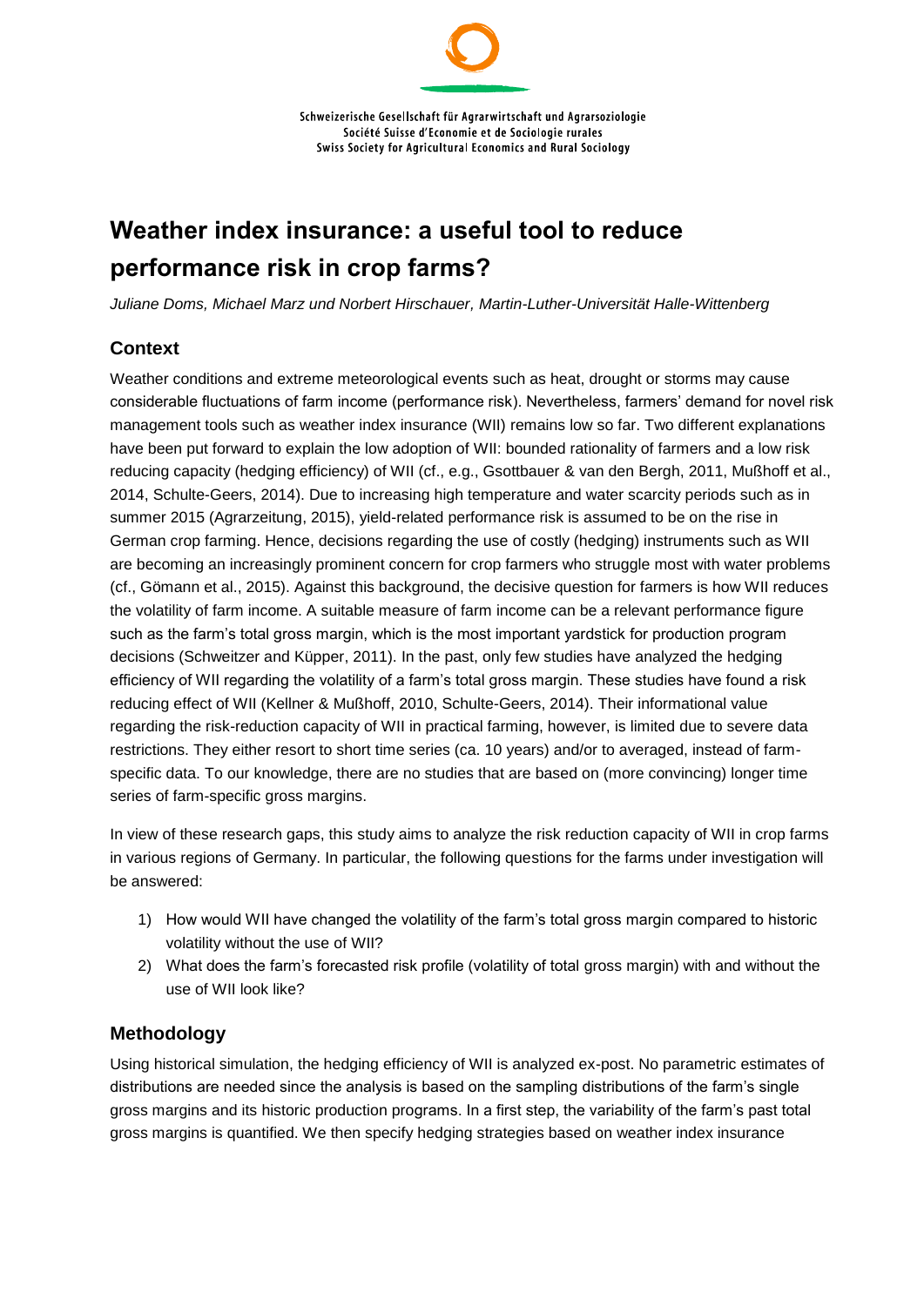Schweizerische Gesellschaft für Agrarwirtschaft und Agrarsoziologie
Société Suisse d'Economie et de Sociologie rurales
Swiss Society for Agricultural Economics and Rural Sociology

# Weather index insurance: a useful tool to reduce performance risk in crop farms?

*Juliane Doms, Michael Marz und Norbert Hirschauer, Martin-Luther-Universität Halle-Wittenberg*

## Context

Weather conditions and extreme meteorological events such as heat, drought or storms may cause considerable fluctuations of farm income (performance risk). Nevertheless, farmers' demand for novel risk management tools such as weather index insurance (WII) remains low so far. Two different explanations have been put forward to explain the low adoption of WII: bounded rationality of farmers and a low risk reducing capacity (hedging efficiency) of WII (cf., e.g., Gsottbauer & van den Bergh, 2011, Mußhoff et al., 2014, Schulte-Geers, 2014). Due to increasing high temperature and water scarcity periods such as in summer 2015 (Agrarzeitung, 2015), yield-related performance risk is assumed to be on the rise in German crop farming. Hence, decisions regarding the use of costly (hedging) instruments such as WII are becoming an increasingly prominent concern for crop farmers who struggle most with water problems (cf., Gömann et al., 2015). Against this background, the decisive question for farmers is how WII reduces the volatility of farm income. A suitable measure of farm income can be a relevant performance figure such as the farm's total gross margin, which is the most important yardstick for production program decisions (Schweitzer and Küpper, 2011). In the past, only few studies have analyzed the hedging efficiency of WII regarding the volatility of a farm's total gross margin. These studies have found a risk reducing effect of WII (Kellner & Mußhoff, 2010, Schulte-Geers, 2014). Their informational value regarding the risk-reduction capacity of WII in practical farming, however, is limited due to severe data restrictions. They either resort to short time series (ca. 10 years) and/or to averaged, instead of farm-specific data. To our knowledge, there are no studies that are based on (more convincing) longer time series of farm-specific gross margins.

In view of these research gaps, this study aims to analyze the risk reduction capacity of WII in crop farms in various regions of Germany. In particular, the following questions for the farms under investigation will be answered:

1) How would WII have changed the volatility of the farm's total gross margin compared to historic volatility without the use of WII?
2) What does the farm's forecasted risk profile (volatility of total gross margin) with and without the use of WII look like?

## Methodology

Using historical simulation, the hedging efficiency of WII is analyzed ex-post. No parametric estimates of distributions are needed since the analysis is based on the sampling distributions of the farm's single gross margins and its historic production programs. In a first step, the variability of the farm's past total gross margins is quantified. We then specify hedging strategies based on weather index insurance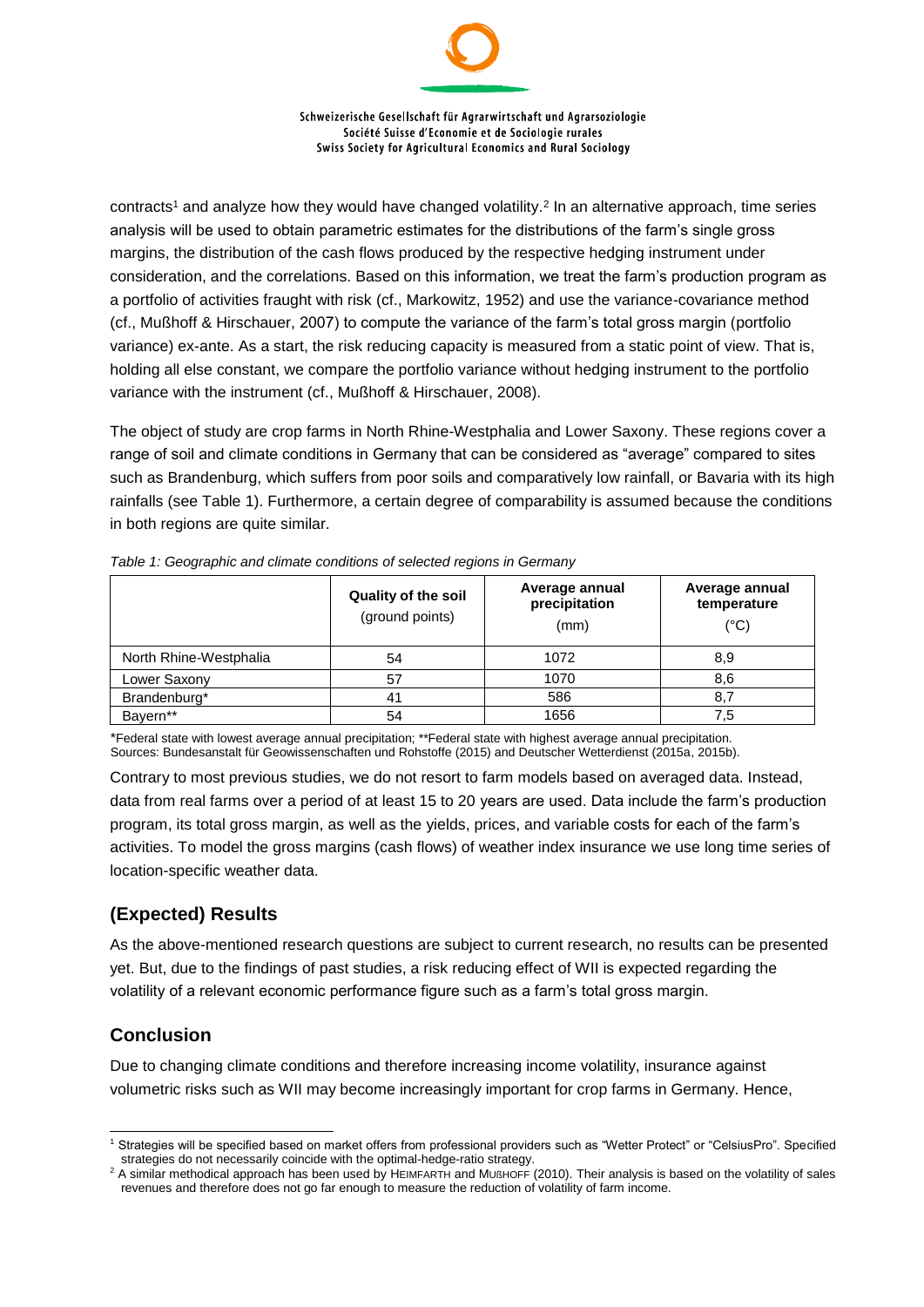contracts[1] and analyze how they would have changed volatility.[2] In an alternative approach, time series analysis will be used to obtain parametric estimates for the distributions of the farm's single gross margins, the distribution of the cash flows produced by the respective hedging instrument under consideration, and the correlations. Based on this information, we treat the farm's production program as a portfolio of activities fraught with risk (cf., Markowitz, 1952) and use the variance-covariance method (cf., Mußhoff & Hirschauer, 2007) to compute the variance of the farm's total gross margin (portfolio variance) ex-ante. As a start, the risk reducing capacity is measured from a static point of view. That is, holding all else constant, we compare the portfolio variance without hedging instrument to the portfolio variance with the instrument (cf., Mußhoff & Hirschauer, 2008).

The object of study are crop farms in North Rhine-Westphalia and Lower Saxony. These regions cover a range of soil and climate conditions in Germany that can be considered as "average" compared to sites such as Brandenburg, which suffers from poor soils and comparatively low rainfall, or Bavaria with its high rainfalls (see Table 1). Furthermore, a certain degree of comparability is assumed because the conditions in both regions are quite similar.

*Table 1: Geographic and climate conditions of selected regions in Germany*

| | **Quality of the soil** (ground points) | **Average annual precipitation** (mm) | **Average annual temperature** (°C) |
|---|---|---|---|
| North Rhine-Westphalia | 54 | 1072 | 8,9 |
| Lower Saxony | 57 | 1070 | 8,6 |
| Brandenburg* | 41 | 586 | 8,7 |
| Bayern** | 54 | 1656 | 7,5 |

*Federal state with lowest average annual precipitation; **Federal state with highest average annual precipitation.
Sources: Bundesanstalt für Geowissenschaften und Rohstoffe (2015) and Deutscher Wetterdienst (2015a, 2015b).

Contrary to most previous studies, we do not resort to farm models based on averaged data. Instead, data from real farms over a period of at least 15 to 20 years are used. Data include the farm's production program, its total gross margin, as well as the yields, prices, and variable costs for each of the farm's activities. To model the gross margins (cash flows) of weather index insurance we use long time series of location-specific weather data.

## (Expected) Results

As the above-mentioned research questions are subject to current research, no results can be presented yet. But, due to the findings of past studies, a risk reducing effect of WII is expected regarding the volatility of a relevant economic performance figure such as a farm's total gross margin.

## Conclusion

Due to changing climate conditions and therefore increasing income volatility, insurance against volumetric risks such as WII may become increasingly important for crop farms in Germany. Hence,

[1] Strategies will be specified based on market offers from professional providers such as "Wetter Protect" or "CelsiusPro". Specified strategies do not necessarily coincide with the optimal-hedge-ratio strategy.

[2] A similar methodical approach has been used by Heimfarth and Mußhoff (2010). Their analysis is based on the volatility of sales revenues and therefore does not go far enough to measure the reduction of volatility of farm income.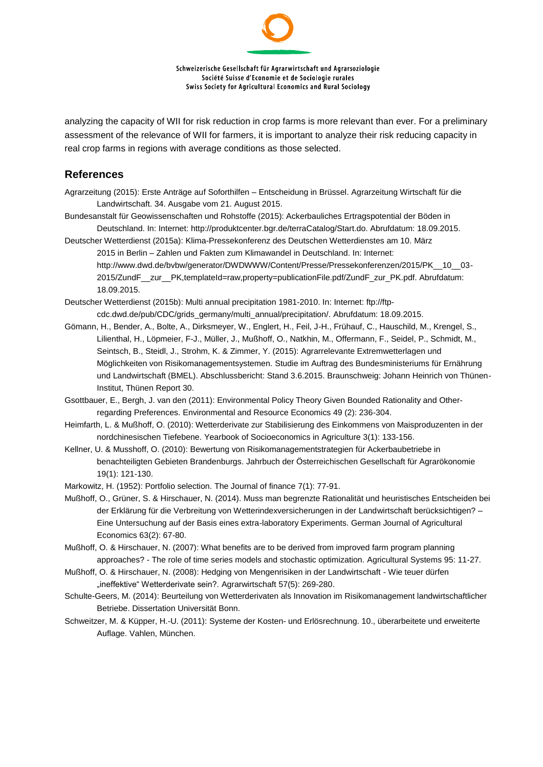analyzing the capacity of WII for risk reduction in crop farms is more relevant than ever. For a preliminary assessment of the relevance of WII for farmers, it is important to analyze their risk reducing capacity in real crop farms in regions with average conditions as those selected.

## References

Agrarzeitung (2015): Erste Anträge auf Soforthilfen – Entscheidung in Brüssel. Agrarzeitung Wirtschaft für die Landwirtschaft. 34. Ausgabe vom 21. August 2015.

Bundesanstalt für Geowissenschaften und Rohstoffe (2015): Ackerbauliches Ertragspotential der Böden in Deutschland. In: Internet: http://produktcenter.bgr.de/terraCatalog/Start.do. Abrufdatum: 18.09.2015.

Deutscher Wetterdienst (2015a): Klima-Pressekonferenz des Deutschen Wetterdienstes am 10. März 2015 in Berlin – Zahlen und Fakten zum Klimawandel in Deutschland. In: Internet: http://www.dwd.de/bvbw/generator/DWDWWW/Content/Presse/Pressekonferenzen/2015/PK__10__03-2015/ZundF__zur__PK,templateId=raw,property=publicationFile.pdf/ZundF_zur_PK.pdf. Abrufdatum: 18.09.2015.

Deutscher Wetterdienst (2015b): Multi annual precipitation 1981-2010. In: Internet: ftp://ftp-cdc.dwd.de/pub/CDC/grids_germany/multi_annual/precipitation/. Abrufdatum: 18.09.2015.

Gömann, H., Bender, A., Bolte, A., Dirksmeyer, W., Englert, H., Feil, J-H., Frühauf, C., Hauschild, M., Krengel, S., Lilienthal, H., Löpmeier, F-J., Müller, J., Mußhoff, O., Natkhin, M., Offermann, F., Seidel, P., Schmidt, M., Seintsch, B., Steidl, J., Strohm, K. & Zimmer, Y. (2015): Agrarrelevante Extremwetterlagen und Möglichkeiten von Risikomanagementsystemen. Studie im Auftrag des Bundesministeriums für Ernährung und Landwirtschaft (BMEL). Abschlussbericht: Stand 3.6.2015. Braunschweig: Johann Heinrich von Thünen-Institut, Thünen Report 30.

Gsottbauer, E., Bergh, J. van den (2011): Environmental Policy Theory Given Bounded Rationality and Other-regarding Preferences. Environmental and Resource Economics 49 (2): 236-304.

Heimfarth, L. & Mußhoff, O. (2010): Wetterderivate zur Stabilisierung des Einkommens von Maisproduzenten in der nordchinesischen Tiefebene. Yearbook of Socioeconomics in Agriculture 3(1): 133-156.

Kellner, U. & Musshoff, O. (2010): Bewertung von Risikomanagementstrategien für Ackerbaubetriebe in benachteiligten Gebieten Brandenburgs. Jahrbuch der Österreichischen Gesellschaft für Agrarökonomie 19(1): 121-130.

Markowitz, H. (1952): Portfolio selection. The Journal of finance 7(1): 77-91.

Mußhoff, O., Grüner, S. & Hirschauer, N. (2014). Muss man begrenzte Rationalität und heuristisches Entscheiden bei der Erklärung für die Verbreitung von Wetterindexversicherungen in der Landwirtschaft berücksichtigen? – Eine Untersuchung auf der Basis eines extra-laboratory Experiments. German Journal of Agricultural Economics 63(2): 67-80.

Mußhoff, O. & Hirschauer, N. (2007): What benefits are to be derived from improved farm program planning approaches? - The role of time series models and stochastic optimization. Agricultural Systems 95: 11-27.

Mußhoff, O. & Hirschauer, N. (2008): Hedging von Mengenrisiken in der Landwirtschaft - Wie teuer dürfen „ineffektive" Wetterderivate sein?. Agrarwirtschaft 57(5): 269-280.

Schulte-Geers, M. (2014): Beurteilung von Wetterderivaten als Innovation im Risikomanagement landwirtschaftlicher Betriebe. Dissertation Universität Bonn.

Schweitzer, M. & Küpper, H.-U. (2011): Systeme der Kosten- und Erlösrechnung. 10., überarbeitete und erweiterte Auflage. Vahlen, München.